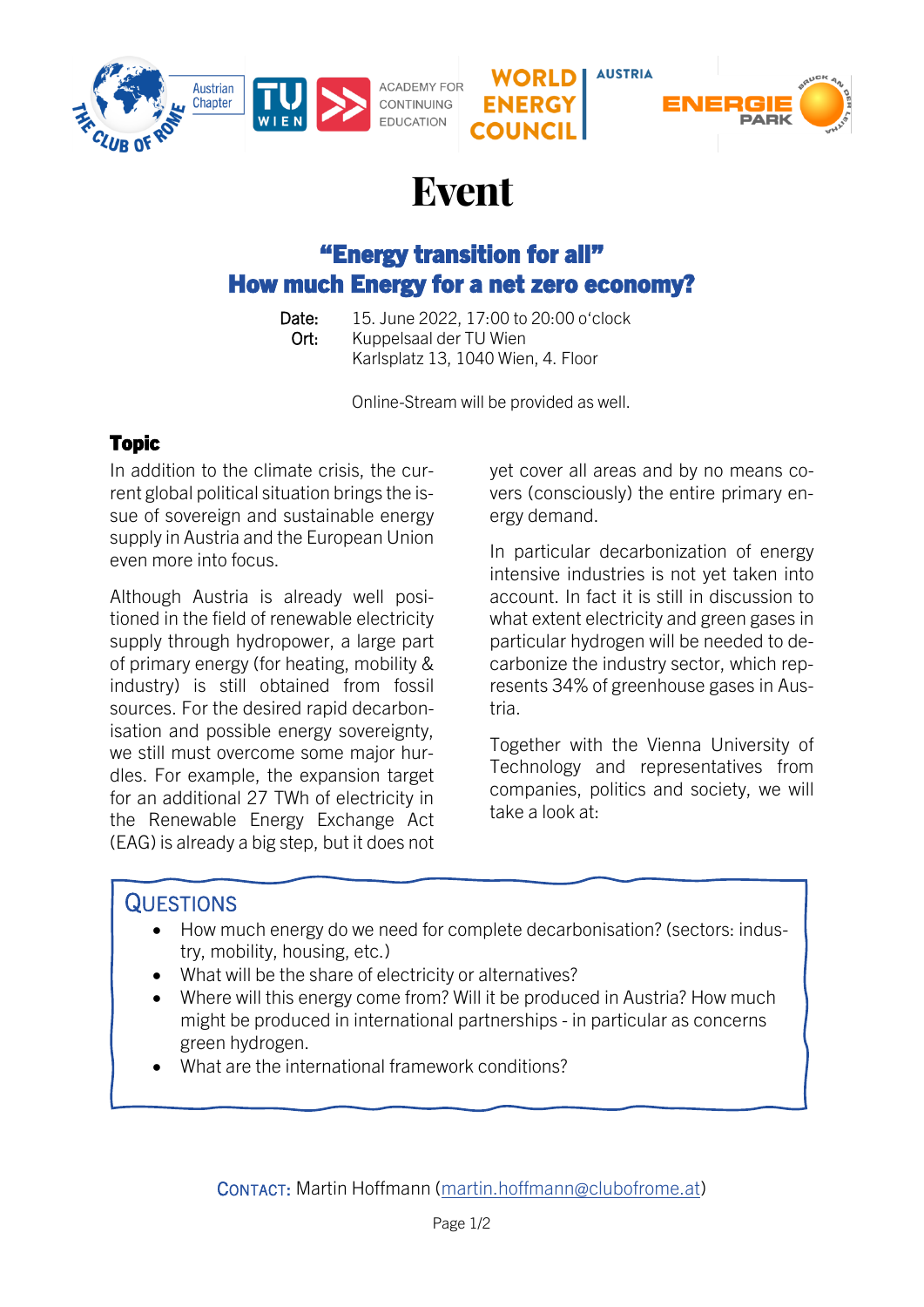# Event

## "Energy transition for all"
## How much Energy for a net zero economy?

**Date:** 15. June 2022, 17:00 to 20:00 o'clock
**Ort:** Kuppelsaal der TU Wien
Karlsplatz 13, 1040 Wien, 4. Floor

Online-Stream will be provided as well.

### Topic

In addition to the climate crisis, the current global political situation brings the issue of sovereign and sustainable energy supply in Austria and the European Union even more into focus.

Although Austria is already well positioned in the field of renewable electricity supply through hydropower, a large part of primary energy (for heating, mobility & industry) is still obtained from fossil sources. For the desired rapid decarbonisation and possible energy sovereignty, we still must overcome some major hurdles. For example, the expansion target for an additional 27 TWh of electricity in the Renewable Energy Exchange Act (EAG) is already a big step, but it does not yet cover all areas and by no means covers (consciously) the entire primary energy demand.

In particular decarbonization of energy intensive industries is not yet taken into account. In fact it is still in discussion to what extent electricity and green gases in particular hydrogen will be needed to decarbonize the industry sector, which represents 34% of greenhouse gases in Austria.

Together with the Vienna University of Technology and representatives from companies, politics and society, we will take a look at:

### Questions

- How much energy do we need for complete decarbonisation? (sectors: industry, mobility, housing, etc.)
- What will be the share of electricity or alternatives?
- Where will this energy come from? Will it be produced in Austria? How much might be produced in international partnerships - in particular as concerns green hydrogen.
- What are the international framework conditions?

Contact: Martin Hoffmann (martin.hoffmann@clubofrome.at)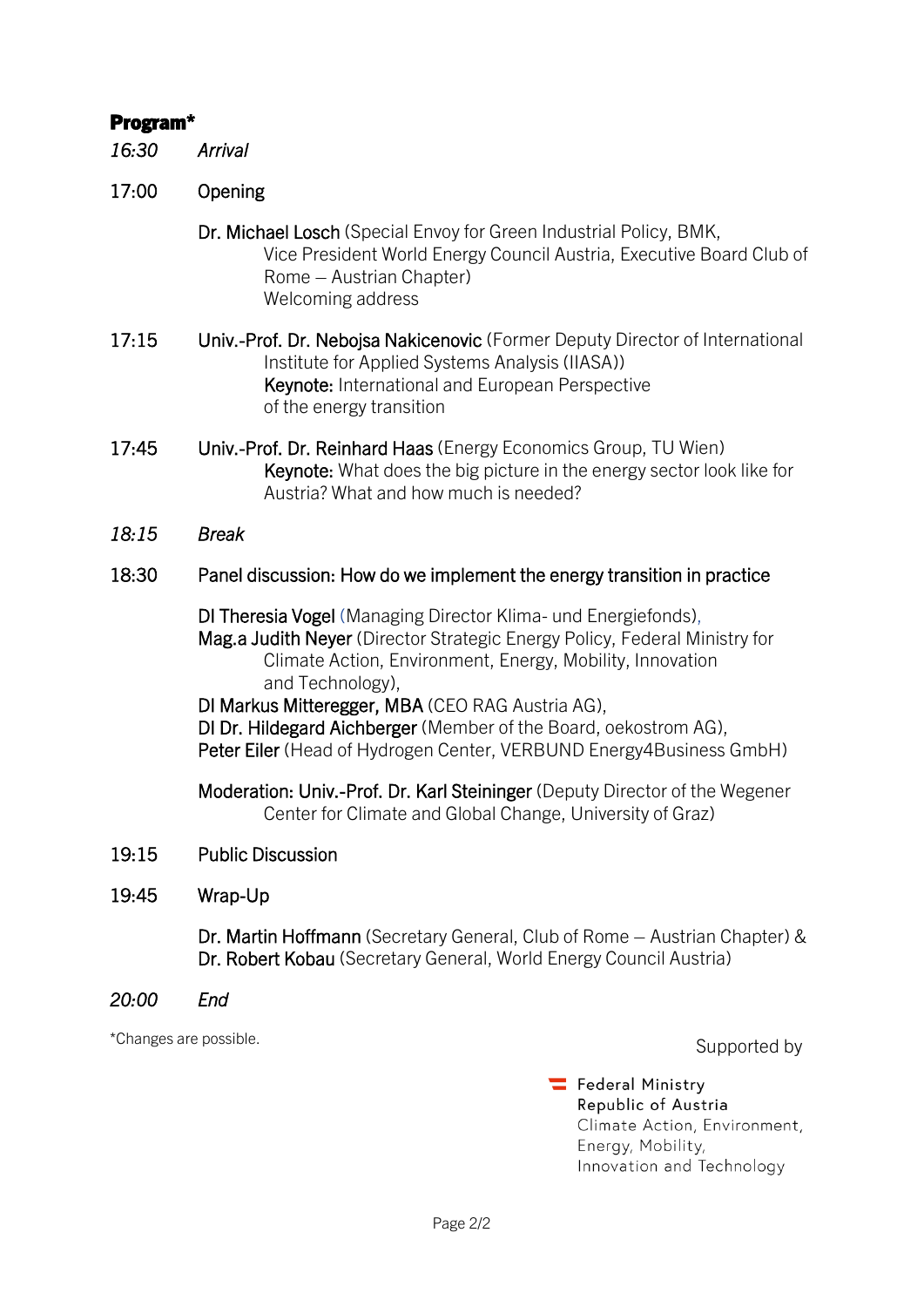## Program*

*16:30* *Arrival*

17:00 Opening

Dr. Michael Losch (Special Envoy for Green Industrial Policy, BMK, Vice President World Energy Council Austria, Executive Board Club of Rome – Austrian Chapter)
Welcoming address

17:15 Univ.-Prof. Dr. Nebojsa Nakicenovic (Former Deputy Director of International Institute for Applied Systems Analysis (IIASA))
**Keynote:** International and European Perspective of the energy transition

17:45 Univ.-Prof. Dr. Reinhard Haas (Energy Economics Group, TU Wien)
**Keynote:** What does the big picture in the energy sector look like for Austria? What and how much is needed?

*18:15* *Break*

18:30 Panel discussion: How do we implement the energy transition in practice

DI Theresia Vogel (Managing Director Klima- und Energiefonds),
Mag.a Judith Neyer (Director Strategic Energy Policy, Federal Ministry for Climate Action, Environment, Energy, Mobility, Innovation and Technology),
DI Markus Mitteregger, MBA (CEO RAG Austria AG),
DI Dr. Hildegard Aichberger (Member of the Board, oekostrom AG),
Peter Eiler (Head of Hydrogen Center, VERBUND Energy4Business GmbH)

Moderation: Univ.-Prof. Dr. Karl Steininger (Deputy Director of the Wegener Center for Climate and Global Change, University of Graz)

19:15 Public Discussion

19:45 Wrap-Up

Dr. Martin Hoffmann (Secretary General, Club of Rome – Austrian Chapter) &
Dr. Robert Kobau (Secretary General, World Energy Council Austria)

*20:00* *End*

*Changes are possible.

Supported by

Federal Ministry
Republic of Austria
Climate Action, Environment, Energy, Mobility, Innovation and Technology